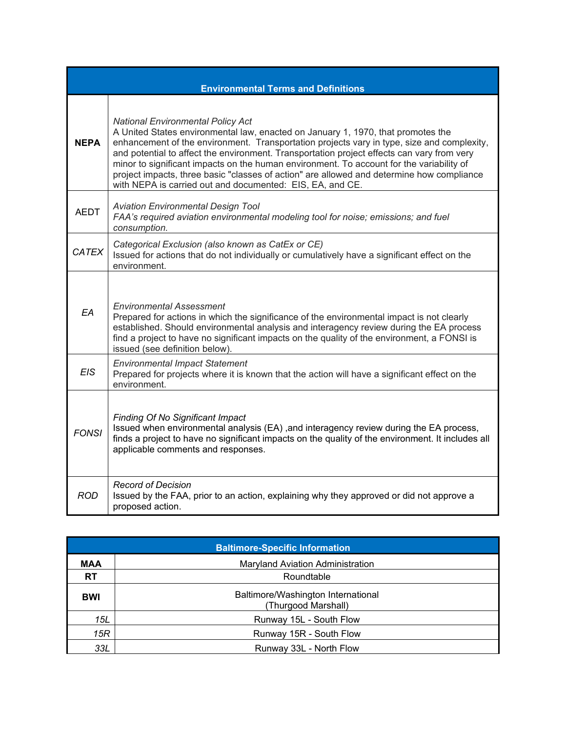| Environmental Terms and Definitions | |
|---|---|
| **NEPA** | *National Environmental Policy Act*<br>A United States environmental law, enacted on January 1, 1970, that promotes the enhancement of the environment. Transportation projects vary in type, size and complexity, and potential to affect the environment. Transportation project effects can vary from very minor to significant impacts on the human environment. To account for the variability of project impacts, three basic "classes of action" are allowed and determine how compliance with NEPA is carried out and documented: EIS, EA, and CE. |
| AEDT | *Aviation Environmental Design Tool*<br>*FAA's required aviation environmental modeling tool for noise; emissions; and fuel consumption.* |
| *CATEX* | *Categorical Exclusion (also known as CatEx or CE)*<br>Issued for actions that do not individually or cumulatively have a significant effect on the environment. |
| *EA* | *Environmental Assessment*<br>Prepared for actions in which the significance of the environmental impact is not clearly established. Should environmental analysis and interagency review during the EA process find a project to have no significant impacts on the quality of the environment, a FONSI is issued (see definition below). |
| *EIS* | *Environmental Impact Statement*<br>Prepared for projects where it is known that the action will have a significant effect on the environment. |
| *FONSI* | *Finding Of No Significant Impact*<br>Issued when environmental analysis (EA) ,and interagency review during the EA process, finds a project to have no significant impacts on the quality of the environment. It includes all applicable comments and responses. |
| *ROD* | *Record of Decision*<br>Issued by the FAA, prior to an action, explaining why they approved or did not approve a proposed action. |

| Baltimore-Specific Information | |
|---|---|
| **MAA** | Maryland Aviation Administration |
| **RT** | Roundtable |
| **BWI** | Baltimore/Washington International<br>(Thurgood Marshall) |
| *15L* | Runway 15L - South Flow |
| *15R* | Runway 15R - South Flow |
| *33L* | Runway 33L - North Flow |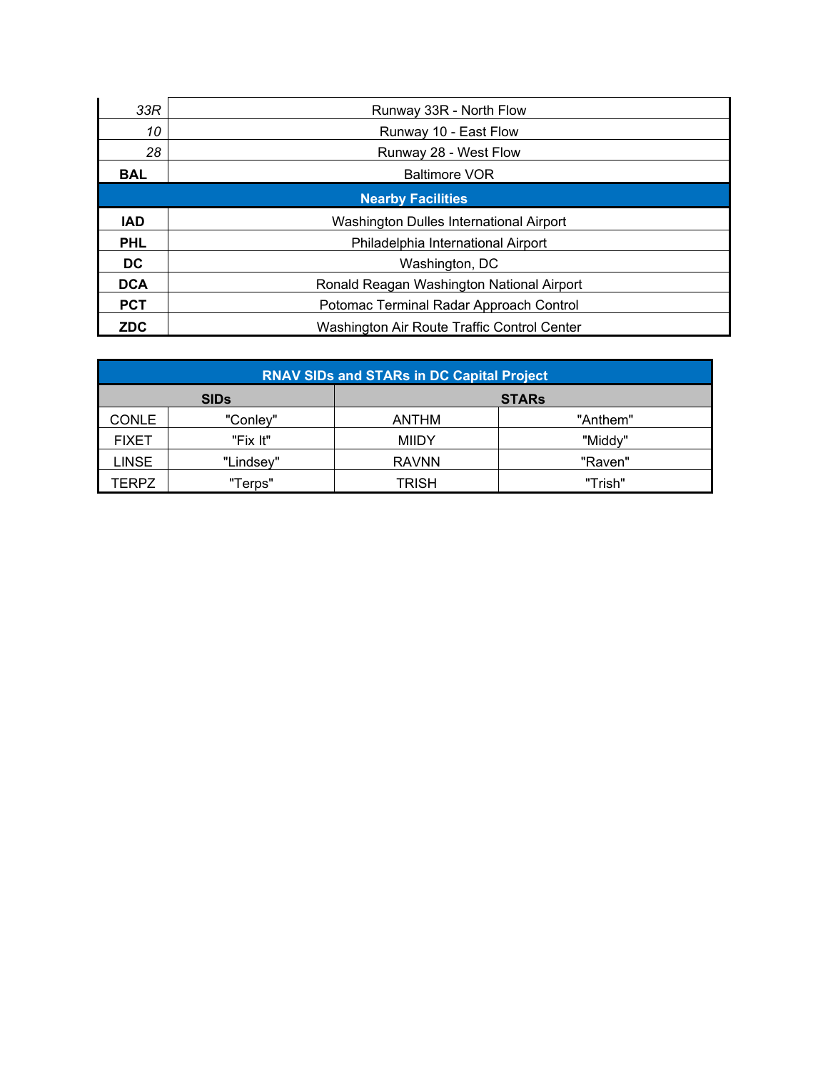| | |
|---|---|
| *33R* | Runway 33R - North Flow |
| *10* | Runway 10 - East Flow |
| *28* | Runway 28 - West Flow |
| **BAL** | Baltimore VOR |
| **Nearby Facilities** | |
| **IAD** | Washington Dulles International Airport |
| **PHL** | Philadelphia International Airport |
| **DC** | Washington, DC |
| **DCA** | Ronald Reagan Washington National Airport |
| **PCT** | Potomac Terminal Radar Approach Control |
| **ZDC** | Washington Air Route Traffic Control Center |

| **RNAV SIDs and STARs in DC Capital Project** | | | |
|---|---|---|---|
| **SIDs** | | **STARs** | |
| CONLE | "Conley" | ANTHM | "Anthem" |
| FIXET | "Fix It" | MIIDY | "Middy" |
| LINSE | "Lindsey" | RAVNN | "Raven" |
| TERPZ | "Terps" | TRISH | "Trish" |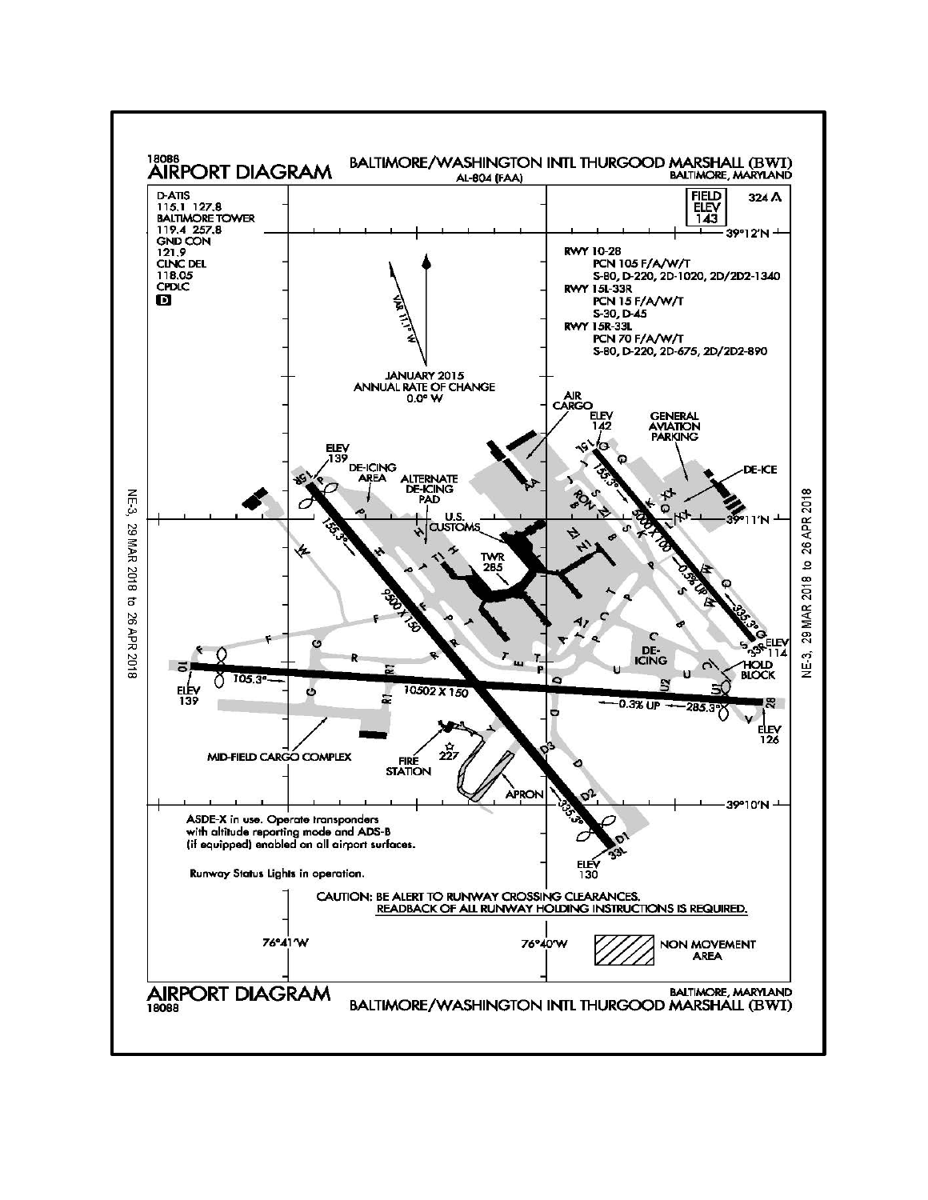18088
# AIRPORT DIAGRAM

**BALTIMORE/WASHINGTON INTL THURGOOD MARSHALL (BWI)**
AL-804 (FAA)
BALTIMORE, MARYLAND

D-ATIS
115.1 127.8
BALTIMORE TOWER
119.4 257.8
GND CON
121.9
CLNC DEL
118.05
CPDLC
D

FIELD ELEV 143

324

39°12'N

VAR 11.1° W

JANUARY 2015
ANNUAL RATE OF CHANGE
0.0° W

RWY 10-28
PCN 105 F/A/W/T
S-80, D-220, 2D-1020, 2D/2D2-1340
RWY 15L-33R
PCN 15 F/A/W/T
S-30, D-45
RWY 15R-33L
PCN 70 F/A/W/T
S-80, D-220, 2D-675, 2D/2D2-890

AIR CARGO

ELEV 142

GENERAL AVIATION PARKING

DE-ICE

ELEV 139

DE-ICING AREA

ALTERNATE DE-ICING PAD

U.S. CUSTOMS

TWR 285

155.3°

9500 X 150

5000 X 100

0.5% UP

335.3°

39°11'N

ELEV 114

DE-ICING

HOLD BLOCK

105.3°

10502 X 150

0.3% UP

285.3°

ELEV 139

ELEV 126

MID-FIELD CARGO COMPLEX

FIRE STATION

227

APRON

39°10'N

ELEV 130

ASDE-X in use. Operate transponders with altitude reporting mode and ADS-B (if equipped) enabled on all airport surfaces.

Runway Status Lights in operation.

CAUTION: BE ALERT TO RUNWAY CROSSING CLEARANCES. READBACK OF ALL RUNWAY HOLDING INSTRUCTIONS IS REQUIRED.

76°41'W

76°40'W

NON MOVEMENT AREA

NE-3, 29 MAR 2018 to 26 APR 2018

AIRPORT DIAGRAM
18088

BALTIMORE, MARYLAND
BALTIMORE/WASHINGTON INTL THURGOOD MARSHALL (BWI)